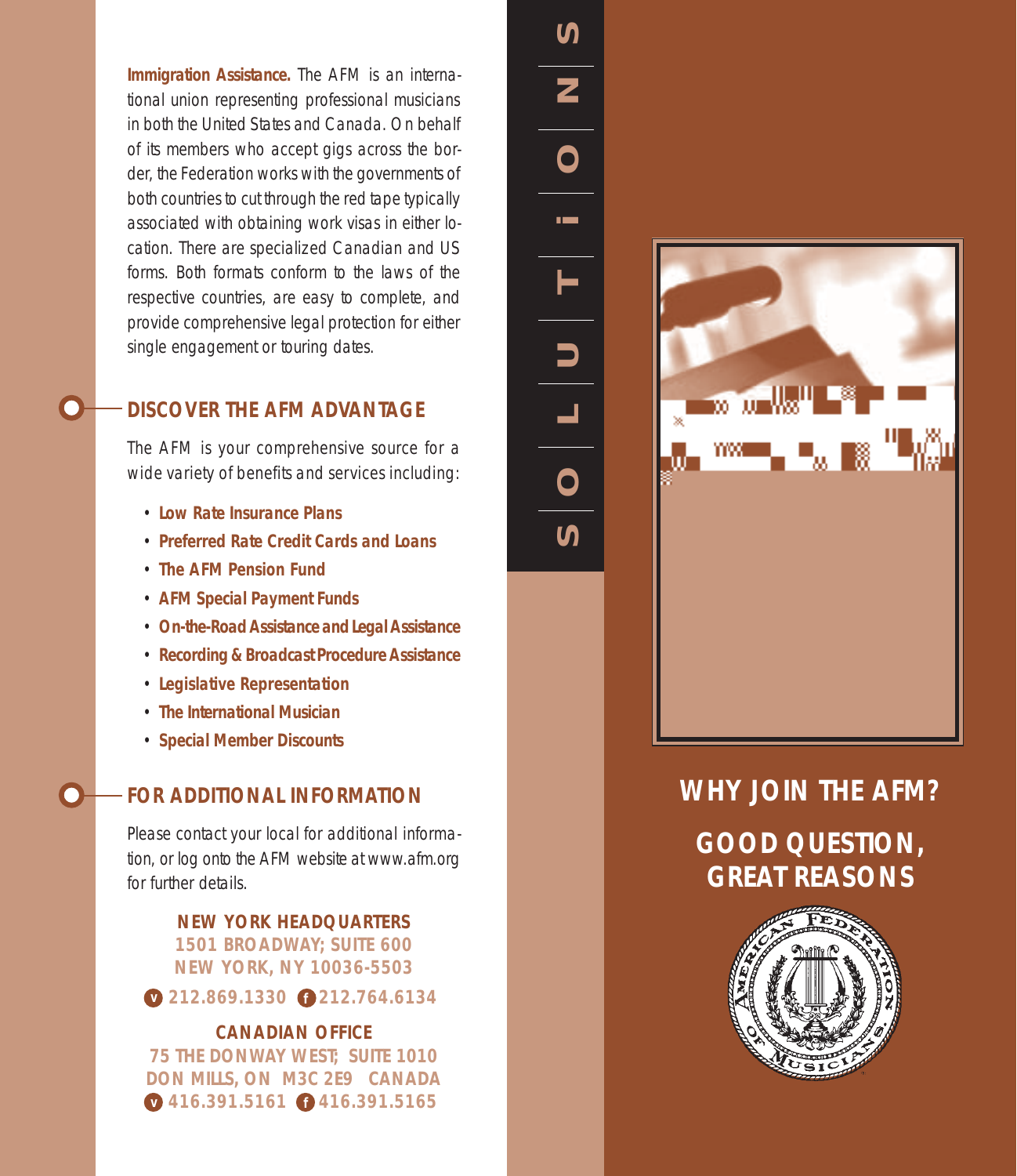**Immigration Assistance.** The AFM is an international union representing professional musicians in both the United States and Canada. On behalf of its members who accept gigs across the border, the Federation works with the governments of both countries to cut through the red tape typically associated with obtaining work visas in either location. There are specialized Canadian and US forms. Both formats conform to the laws of the respective countries, are easy to complete, and provide comprehensive legal protection for either single engagement or touring dates.

## DISCOVER THE AFM ADVANTAGE

The AFM is your comprehensive source for a wide variety of benefits and services including:

- **Low Rate Insurance Plans**
- **Preferred Rate Credit Cards and Loans**
- **The AFM Pension Fund**
- **AFM Special Payment Funds**
- **On-the-Road Assistance and Legal Assistance**
- **Recording & Broadcast Procedure Assistance**
- **Legislative Representation**
- **The International Musician**
- **Special Member Discounts**

## FOR ADDITIONAL INFORMATION

Please contact your local for additional information, or log onto the AFM website at www.afm.org for further details.

**NEW YORK HEADQUARTERS**
**1501 BROADWAY; SUITE 600**
**NEW YORK, NY 10036-5503**
**v 212.869.1330 f 212.764.6134**

**CANADIAN OFFICE**
**75 THE DONWAY WEST; SUITE 1010**
**DON MILLS, ON M3C 2E9 CANADA**
**v 416.391.5161 f 416.391.5165**

SOLUTIONS

# WHY JOIN THE AFM?

## GOOD QUESTION, GREAT REASONS

AMERICAN FEDERATION OF MUSICIANS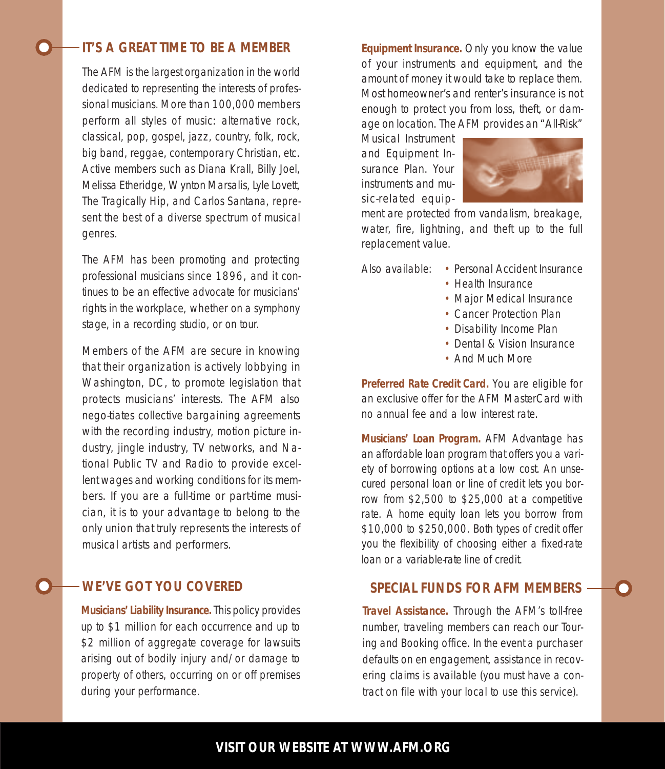## IT'S A GREAT TIME TO BE A MEMBER

The AFM is the largest organization in the world dedicated to representing the interests of professional musicians. More than 100,000 members perform all styles of music: alternative rock, classical, pop, gospel, jazz, country, folk, rock, big band, reggae, contemporary Christian, etc. Active members such as Diana Krall, Billy Joel, Melissa Etheridge, Wynton Marsalis, Lyle Lovett, The Tragically Hip, and Carlos Santana, represent the best of a diverse spectrum of musical genres.

The AFM has been promoting and protecting professional musicians since 1896, and it continues to be an effective advocate for musicians' rights in the workplace, whether on a symphony stage, in a recording studio, or on tour.

Members of the AFM are secure in knowing that their organization is actively lobbying in Washington, DC, to promote legislation that protects musicians' interests. The AFM also nego-tiates collective bargaining agreements with the recording industry, motion picture industry, jingle industry, TV networks, and National Public TV and Radio to provide excellent wages and working conditions for its members. If you are a full-time or part-time musician, it is to your advantage to belong to the only union that truly represents the interests of musical artists and performers.

## WE'VE GOT YOU COVERED

**Musicians' Liability Insurance.** This policy provides up to $1 million for each occurrence and up to $2 million of aggregate coverage for lawsuits arising out of bodily injury and/or damage to property of others, occurring on or off premises during your performance.

**Equipment Insurance.** Only you know the value of your instruments and equipment, and the amount of money it would take to replace them. Most homeowner's and renter's insurance is not enough to protect you from loss, theft, or damage on location. The AFM provides an "All-Risk" Musical Instrument and Equipment Insurance Plan. Your instruments and music-related equipment are protected from vandalism, breakage, water, fire, lightning, and theft up to the full replacement value.

Also available:

- Personal Accident Insurance
- Health Insurance
- Major Medical Insurance
- Cancer Protection Plan
- Disability Income Plan
- Dental & Vision Insurance
- And Much More

**Preferred Rate Credit Card.** You are eligible for an exclusive offer for the AFM MasterCard with no annual fee and a low interest rate.

**Musicians' Loan Program.** AFM Advantage has an affordable loan program that offers you a variety of borrowing options at a low cost. An unsecured personal loan or line of credit lets you borrow from $2,500 to $25,000 at a competitive rate. A home equity loan lets you borrow from $10,000 to $250,000. Both types of credit offer you the flexibility of choosing either a fixed-rate loan or a variable-rate line of credit.

## SPECIAL FUNDS FOR AFM MEMBERS

**Travel Assistance.** Through the AFM's toll-free number, traveling members can reach our Touring and Booking office. In the event a purchaser defaults on en engagement, assistance in recovering claims is available (you must have a contract on file with your local to use this service).

**VISIT OUR WEBSITE AT WWW.AFM.ORG**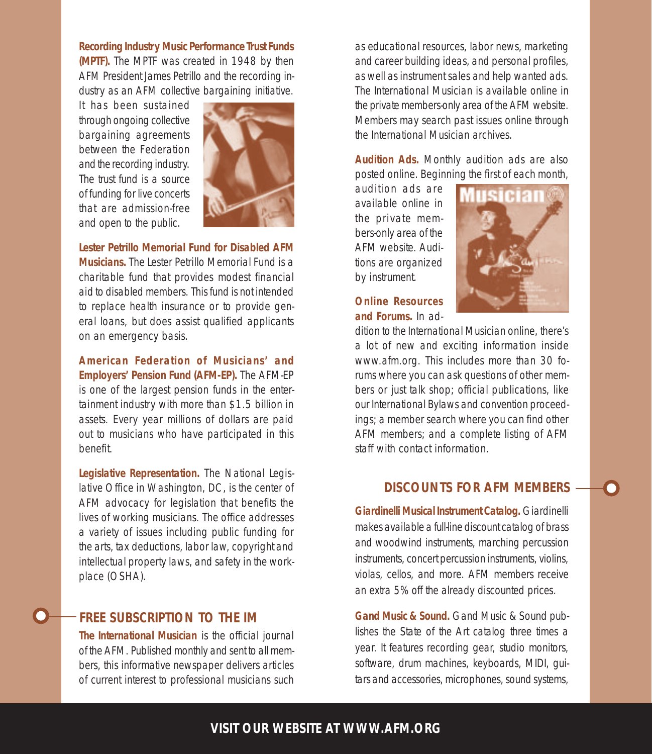**Recording Industry Music Performance Trust Funds (MPTF).** The MPTF was created in 1948 by then AFM President James Petrillo and the recording industry as an AFM collective bargaining initiative. It has been sustained through ongoing collective bargaining agreements between the Federation and the recording industry. The trust fund is a source of funding for live concerts that are admission-free and open to the public.

**Lester Petrillo Memorial Fund for Disabled AFM Musicians.** The Lester Petrillo Memorial Fund is a charitable fund that provides modest financial aid to disabled members. This fund is not intended to replace health insurance or to provide general loans, but does assist qualified applicants on an emergency basis.

**American Federation of Musicians' and Employers' Pension Fund (AFM-EP).** The AFM-EP is one of the largest pension funds in the entertainment industry with more than $1.5 billion in assets. Every year millions of dollars are paid out to musicians who have participated in this benefit.

**Legislative Representation.** The National Legislative Office in Washington, DC, is the center of AFM advocacy for legislation that benefits the lives of working musicians. The office addresses a variety of issues including public funding for the arts, tax deductions, labor law, copyright and intellectual property laws, and safety in the workplace (OSHA).

## FREE SUBSCRIPTION TO THE IM

**The International Musician** is the official journal of the AFM. Published monthly and sent to all members, this informative newspaper delivers articles of current interest to professional musicians such as educational resources, labor news, marketing and career building ideas, and personal profiles, as well as instrument sales and help wanted ads. The International Musician is available online in the private members-only area of the AFM website. Members may search past issues online through the International Musician archives.

**Audition Ads.** Monthly audition ads are also posted online. Beginning the first of each month, audition ads are available online in the private members-only area of the AFM website. Auditions are organized by instrument.

**Online Resources and Forums.** In addition to the International Musician online, there's a lot of new and exciting information inside www.afm.org. This includes more than 30 forums where you can ask questions of other members or just talk shop; official publications, like our International Bylaws and convention proceedings; a member search where you can find other AFM members; and a complete listing of AFM staff with contact information.

## DISCOUNTS FOR AFM MEMBERS

**Giardinelli Musical Instrument Catalog.** Giardinelli makes available a full-line discount catalog of brass and woodwind instruments, marching percussion instruments, concert percussion instruments, violins, violas, cellos, and more. AFM members receive an extra 5% off the already discounted prices.

**Gand Music & Sound.** Gand Music & Sound publishes the State of the Art catalog three times a year. It features recording gear, studio monitors, software, drum machines, keyboards, MIDI, guitars and accessories, microphones, sound systems,

**VISIT OUR WEBSITE AT WWW.AFM.ORG**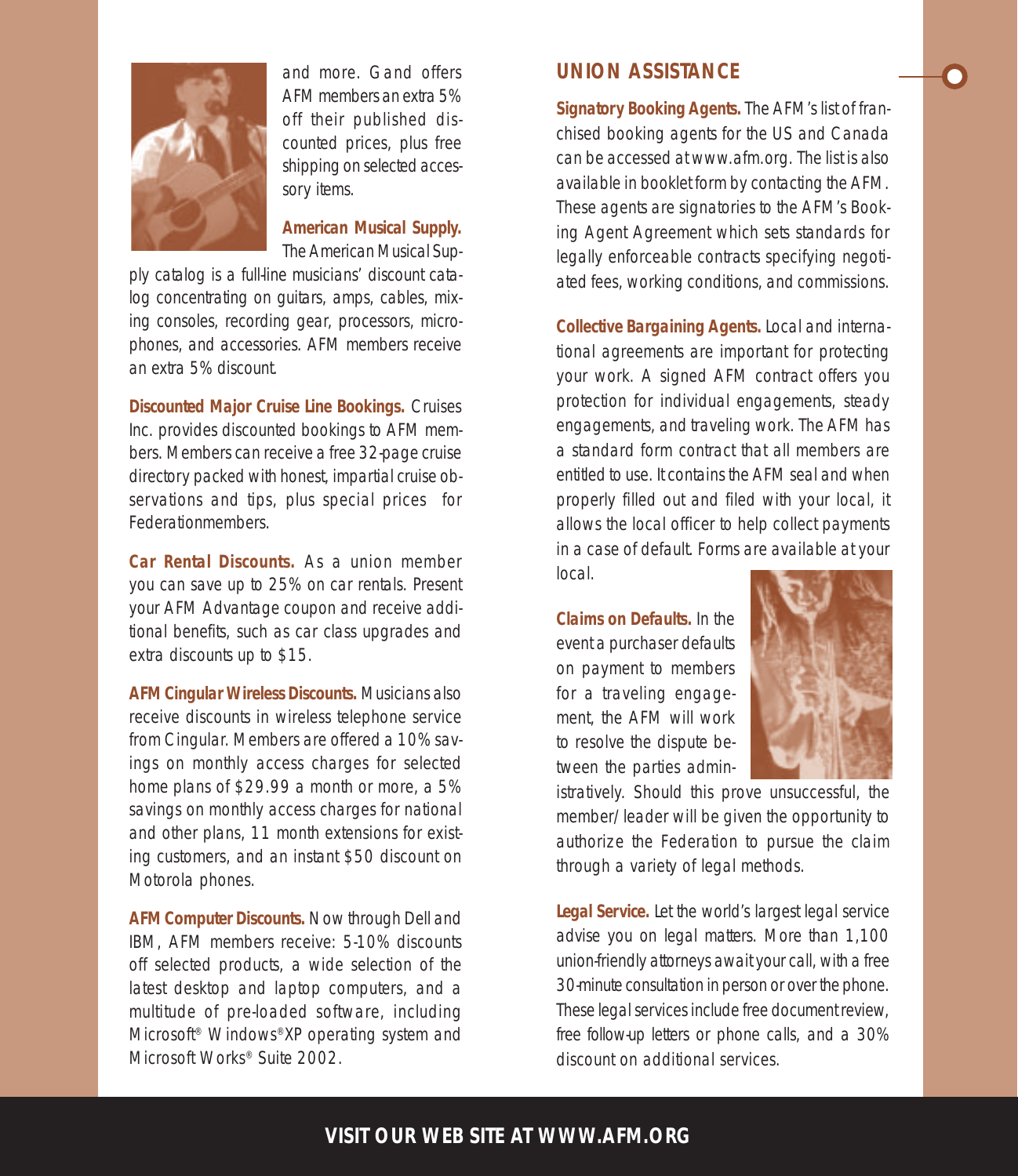and more. Gand offers AFM members an extra 5% off their published discounted prices, plus free shipping on selected accessory items.

**American Musical Supply.** The American Musical Supply catalog is a full-line musicians' discount catalog concentrating on guitars, amps, cables, mixing consoles, recording gear, processors, microphones, and accessories. AFM members receive an extra 5% discount.

**Discounted Major Cruise Line Bookings.** Cruises Inc. provides discounted bookings to AFM members. Members can receive a free 32-page cruise directory packed with honest, impartial cruise observations and tips, plus special prices for Federationmembers.

**Car Rental Discounts.** As a union member you can save up to 25% on car rentals. Present your AFM Advantage coupon and receive additional benefits, such as car class upgrades and extra discounts up to $15.

**AFM Cingular Wireless Discounts.** Musicians also receive discounts in wireless telephone service from Cingular. Members are offered a 10% savings on monthly access charges for selected home plans of $29.99 a month or more, a 5% savings on monthly access charges for national and other plans, 11 month extensions for existing customers, and an instant $50 discount on Motorola phones.

**AFM Computer Discounts.** Now through Dell and IBM, AFM members receive: 5-10% discounts off selected products, a wide selection of the latest desktop and laptop computers, and a multitude of pre-loaded software, including Microsoft® Windows® XP operating system and Microsoft Works® Suite 2002.

## UNION ASSISTANCE

**Signatory Booking Agents.** The AFM's list of franchised booking agents for the US and Canada can be accessed at www.afm.org. The list is also available in booklet form by contacting the AFM. These agents are signatories to the AFM's Booking Agent Agreement which sets standards for legally enforceable contracts specifying negotiated fees, working conditions, and commissions.

**Collective Bargaining Agents.** Local and international agreements are important for protecting your work. A signed AFM contract offers you protection for individual engagements, steady engagements, and traveling work. The AFM has a standard form contract that all members are entitled to use. It contains the AFM seal and when properly filled out and filed with your local, it allows the local officer to help collect payments in a case of default. Forms are available at your local.

**Claims on Defaults.** In the event a purchaser defaults on payment to members for a traveling engagement, the AFM will work to resolve the dispute between the parties administratively. Should this prove unsuccessful, the member/leader will be given the opportunity to authorize the Federation to pursue the claim through a variety of legal methods.

**Legal Service.** Let the world's largest legal service advise you on legal matters. More than 1,100 union-friendly attorneys await your call, with a free 30-minute consultation in person or over the phone. These legal services include free document review, free follow-up letters or phone calls, and a 30% discount on additional services.

**VISIT OUR WEB SITE AT WWW.AFM.ORG**